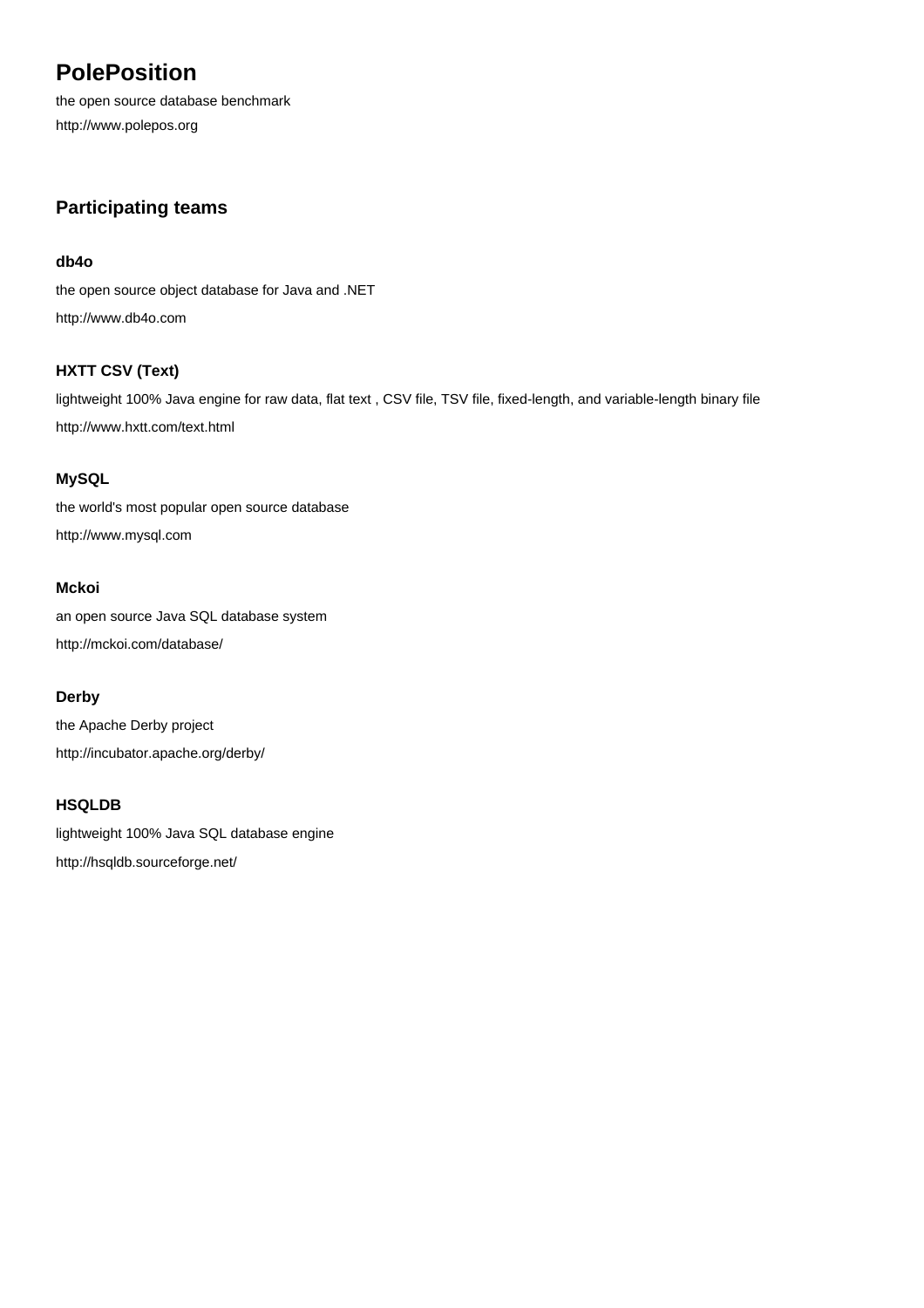# PolePosition

the open source database benchmark

http://www.polepos.org

## Participating teams

### db4o

the open source object database for Java and .NET

http://www.db4o.com

### HXTT CSV (Text)

lightweight 100% Java engine for raw data, flat text , CSV file, TSV file, fixed-length, and variable-length binary file

http://www.hxtt.com/text.html

### MySQL

the world's most popular open source database

http://www.mysql.com

### Mckoi

an open source Java SQL database system

http://mckoi.com/database/

### Derby

the Apache Derby project

http://incubator.apache.org/derby/

### HSQLDB

lightweight 100% Java SQL database engine

http://hsqldb.sourceforge.net/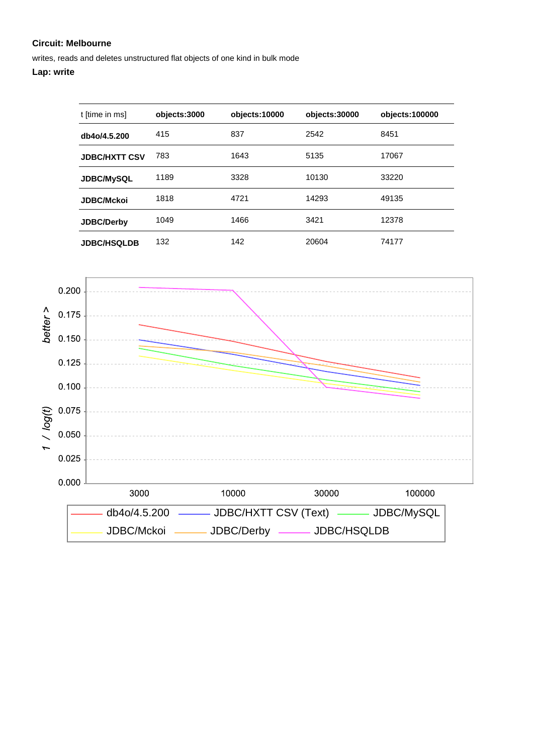**Circuit: Melbourne**

writes, reads and deletes unstructured flat objects of one kind in bulk mode

**Lap: write**

| t [time in ms] | objects:3000 | objects:10000 | objects:30000 | objects:100000 |
|---|---|---|---|---|
| **db4o/4.5.200** | 415 | 837 | 2542 | 8451 |
| **JDBC/HXTT CSV** | 783 | 1643 | 5135 | 17067 |
| **JDBC/MySQL** | 1189 | 3328 | 10130 | 33220 |
| **JDBC/Mckoi** | 1818 | 4721 | 14293 | 49135 |
| **JDBC/Derby** | 1049 | 1466 | 3421 | 12378 |
| **JDBC/HSQLDB** | 132 | 142 | 20604 | 74177 |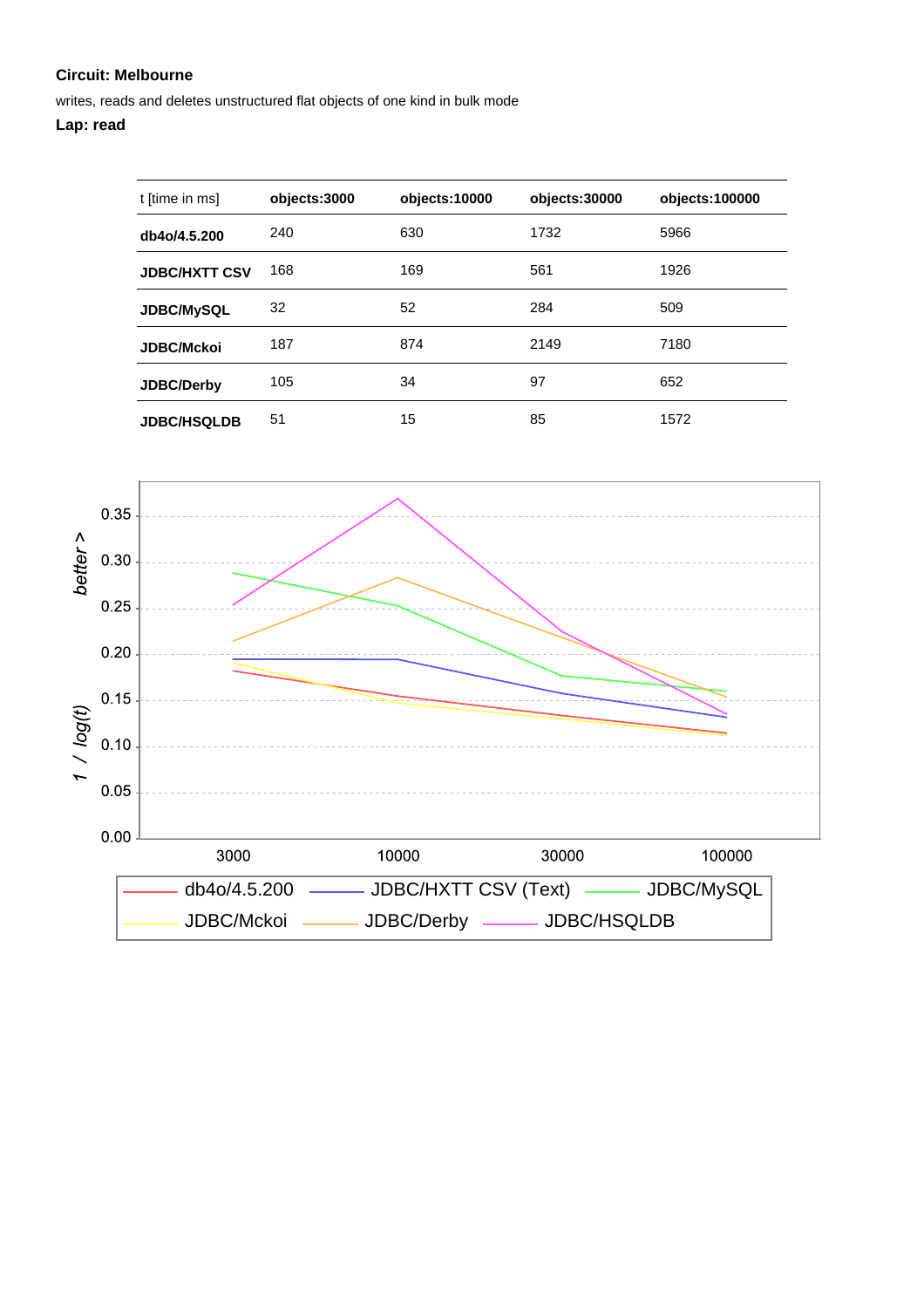**Circuit: Melbourne**

writes, reads and deletes unstructured flat objects of one kind in bulk mode

**Lap: read**

| t [time in ms] | objects:3000 | objects:10000 | objects:30000 | objects:100000 |
|---|---|---|---|---|
| **db4o/4.5.200** | 240 | 630 | 1732 | 5966 |
| **JDBC/HXTT CSV** | 168 | 169 | 561 | 1926 |
| **JDBC/MySQL** | 32 | 52 | 284 | 509 |
| **JDBC/Mckoi** | 187 | 874 | 2149 | 7180 |
| **JDBC/Derby** | 105 | 34 | 97 | 652 |
| **JDBC/HSQLDB** | 51 | 15 | 85 | 1572 |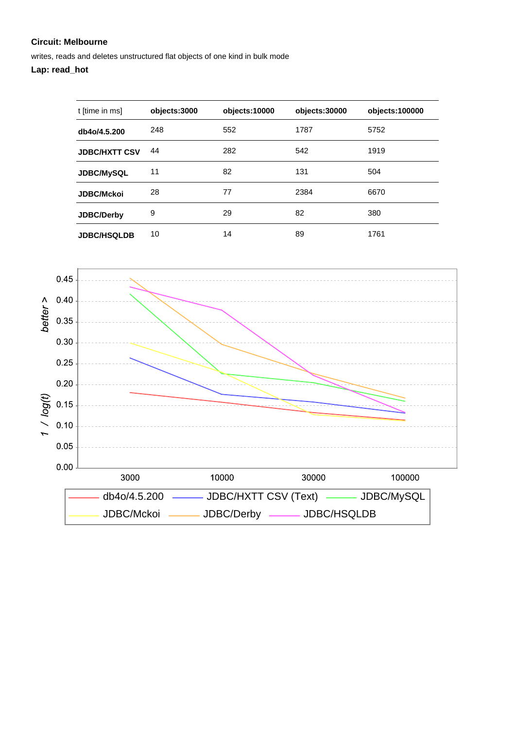**Circuit: Melbourne**

writes, reads and deletes unstructured flat objects of one kind in bulk mode

**Lap: read_hot**

| t [time in ms] | objects:3000 | objects:10000 | objects:30000 | objects:100000 |
|---|---|---|---|---|
| **db4o/4.5.200** | 248 | 552 | 1787 | 5752 |
| **JDBC/HXTT CSV** | 44 | 282 | 542 | 1919 |
| **JDBC/MySQL** | 11 | 82 | 131 | 504 |
| **JDBC/Mckoi** | 28 | 77 | 2384 | 6670 |
| **JDBC/Derby** | 9 | 29 | 82 | 380 |
| **JDBC/HSQLDB** | 10 | 14 | 89 | 1761 |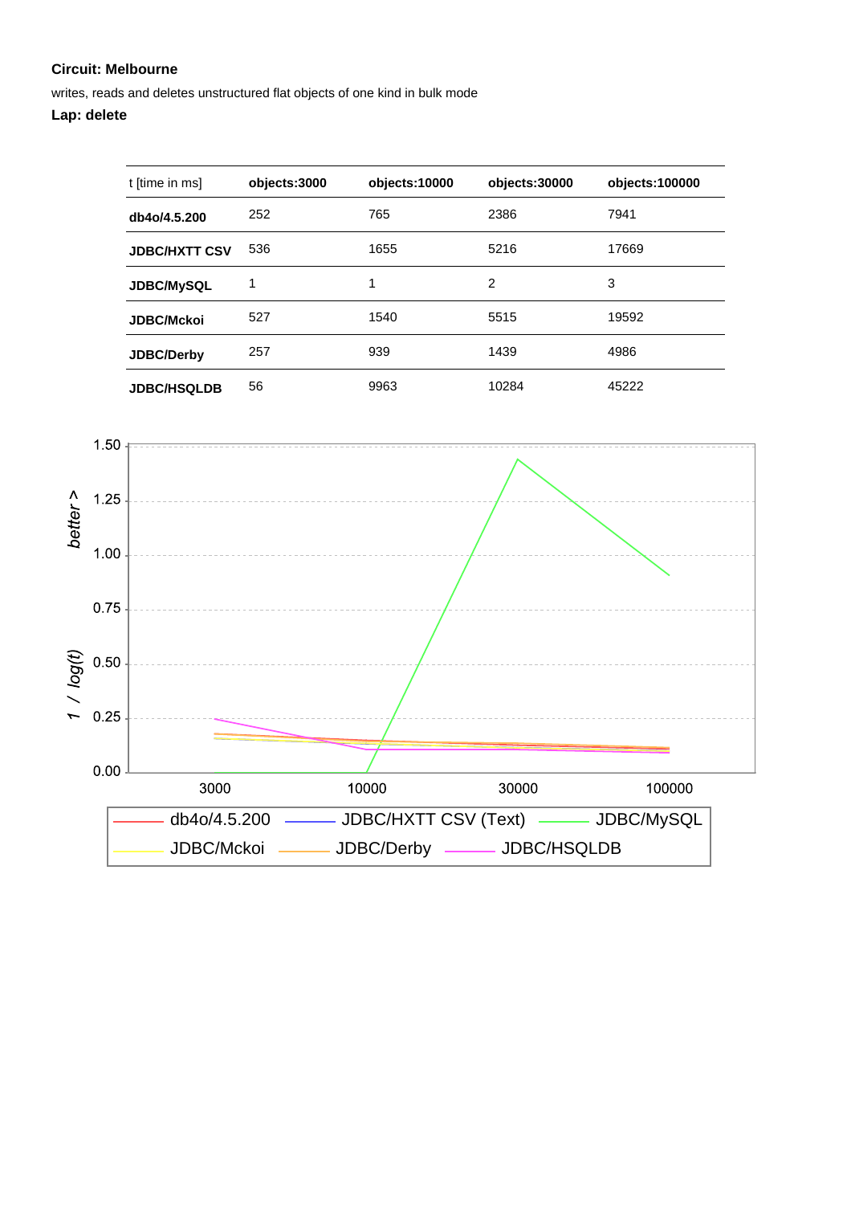**Circuit: Melbourne**

writes, reads and deletes unstructured flat objects of one kind in bulk mode

**Lap: delete**

| t [time in ms] | objects:3000 | objects:10000 | objects:30000 | objects:100000 |
|---|---|---|---|---|
| **db4o/4.5.200** | 252 | 765 | 2386 | 7941 |
| **JDBC/HXTT CSV** | 536 | 1655 | 5216 | 17669 |
| **JDBC/MySQL** | 1 | 1 | 2 | 3 |
| **JDBC/Mckoi** | 527 | 1540 | 5515 | 19592 |
| **JDBC/Derby** | 257 | 939 | 1439 | 4986 |
| **JDBC/HSQLDB** | 56 | 9963 | 10284 | 45222 |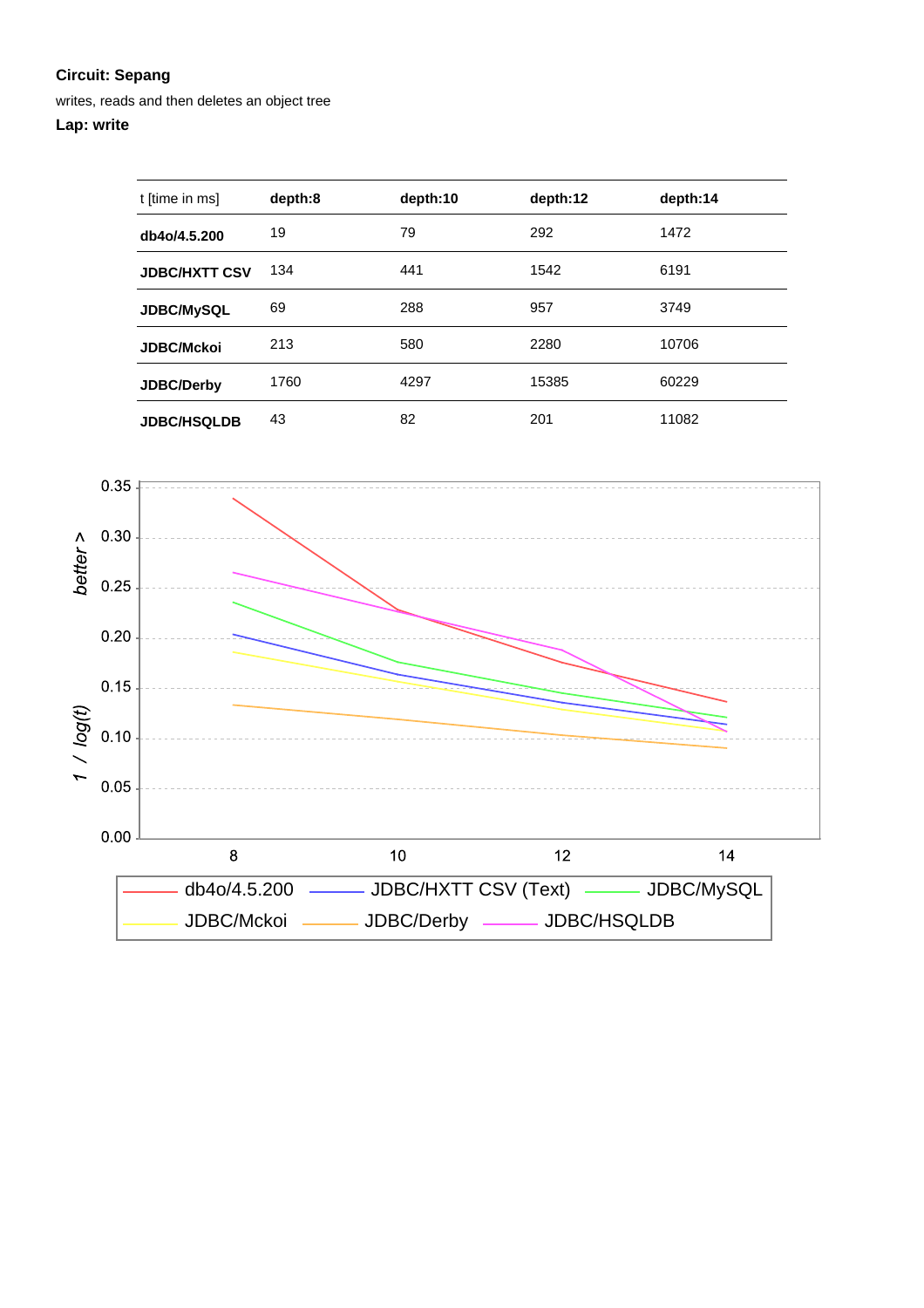**Circuit: Sepang**

writes, reads and then deletes an object tree

**Lap: write**

| t [time in ms] | depth:8 | depth:10 | depth:12 | depth:14 |
|---|---|---|---|---|
| **db4o/4.5.200** | 19 | 79 | 292 | 1472 |
| **JDBC/HXTT CSV** | 134 | 441 | 1542 | 6191 |
| **JDBC/MySQL** | 69 | 288 | 957 | 3749 |
| **JDBC/Mckoi** | 213 | 580 | 2280 | 10706 |
| **JDBC/Derby** | 1760 | 4297 | 15385 | 60229 |
| **JDBC/HSQLDB** | 43 | 82 | 201 | 11082 |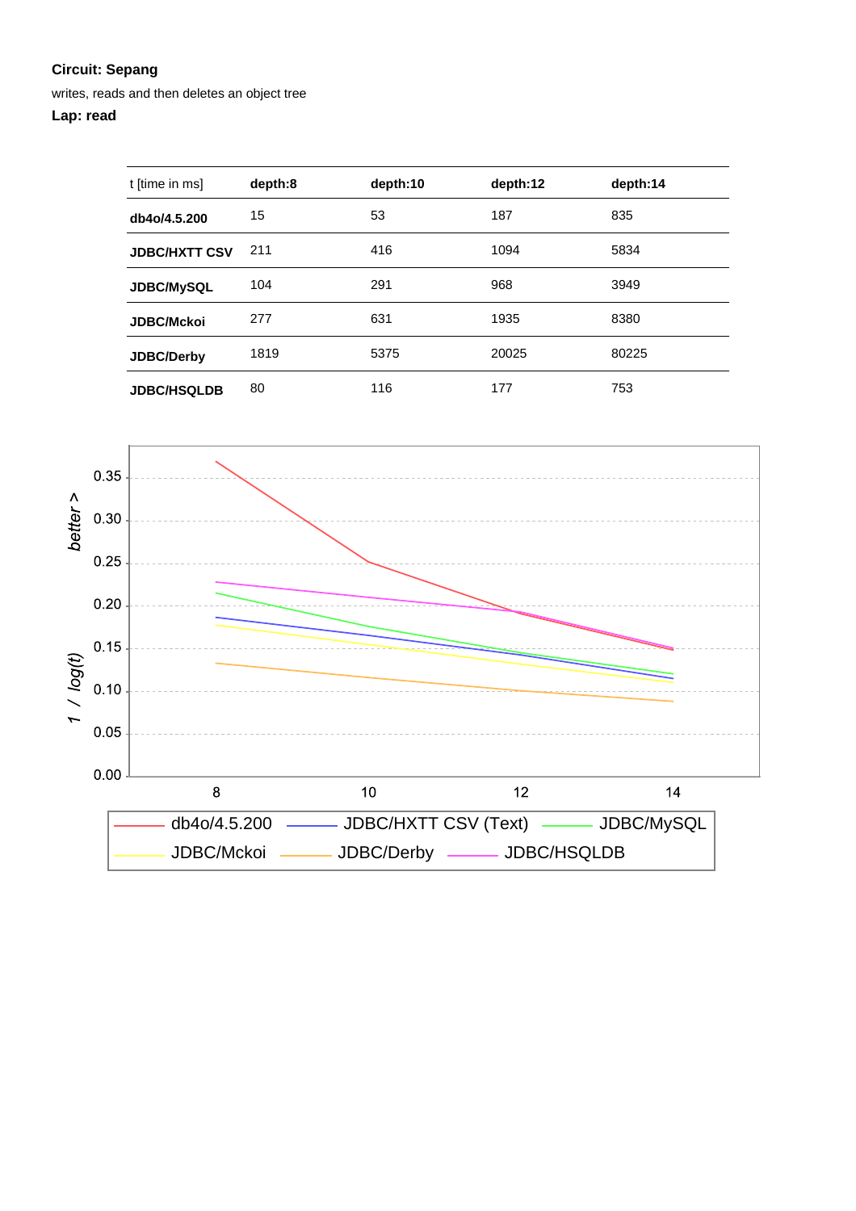**Circuit: Sepang**

writes, reads and then deletes an object tree

**Lap: read**

| t [time in ms] | depth:8 | depth:10 | depth:12 | depth:14 |
|---|---|---|---|---|
| **db4o/4.5.200** | 15 | 53 | 187 | 835 |
| **JDBC/HXTT CSV** | 211 | 416 | 1094 | 5834 |
| **JDBC/MySQL** | 104 | 291 | 968 | 3949 |
| **JDBC/Mckoi** | 277 | 631 | 1935 | 8380 |
| **JDBC/Derby** | 1819 | 5375 | 20025 | 80225 |
| **JDBC/HSQLDB** | 80 | 116 | 177 | 753 |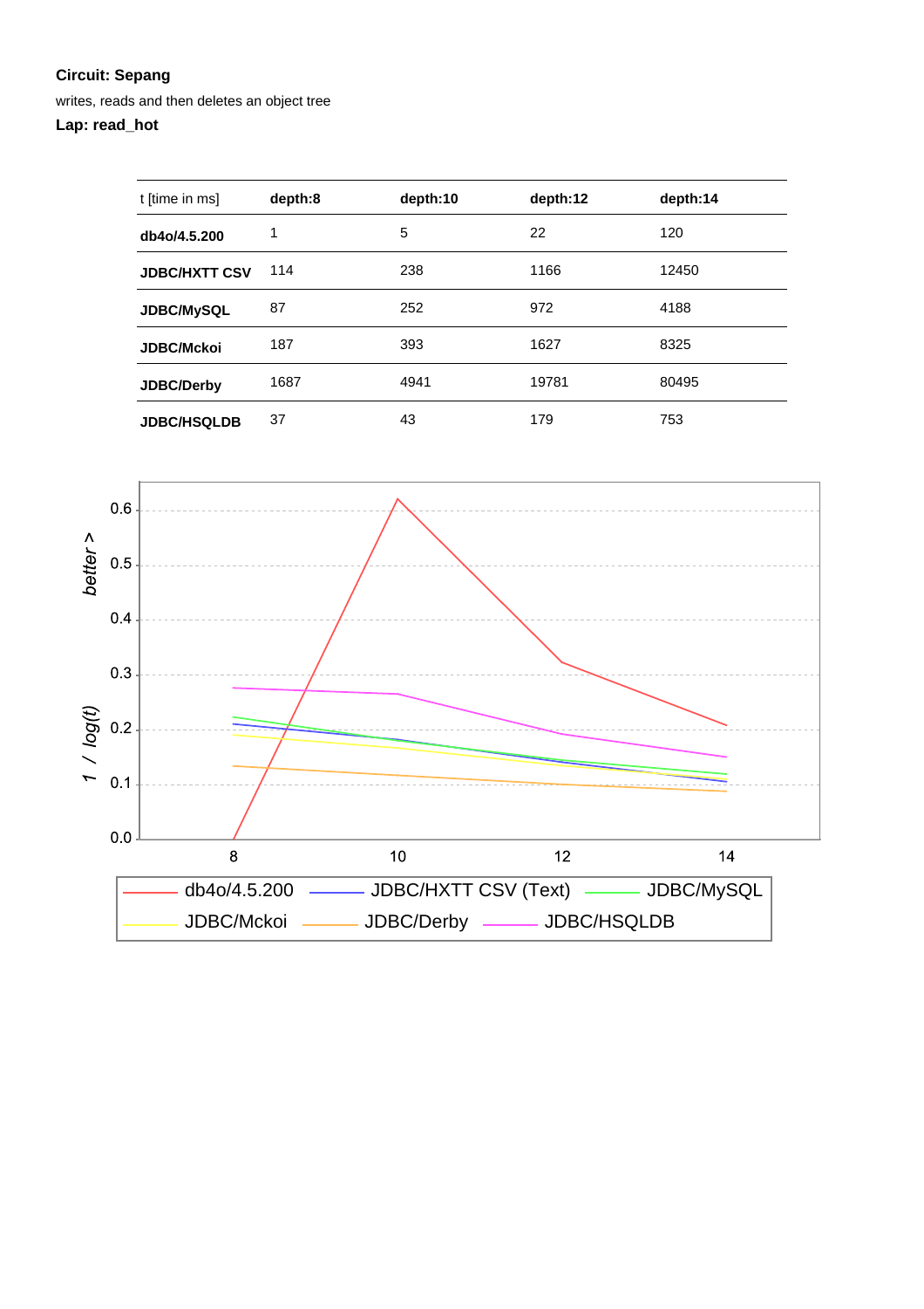**Circuit: Sepang**

writes, reads and then deletes an object tree

**Lap: read_hot**

| t [time in ms] | depth:8 | depth:10 | depth:12 | depth:14 |
|---|---|---|---|---|
| **db4o/4.5.200** | 1 | 5 | 22 | 120 |
| **JDBC/HXTT CSV** | 114 | 238 | 1166 | 12450 |
| **JDBC/MySQL** | 87 | 252 | 972 | 4188 |
| **JDBC/Mckoi** | 187 | 393 | 1627 | 8325 |
| **JDBC/Derby** | 1687 | 4941 | 19781 | 80495 |
| **JDBC/HSQLDB** | 37 | 43 | 179 | 753 |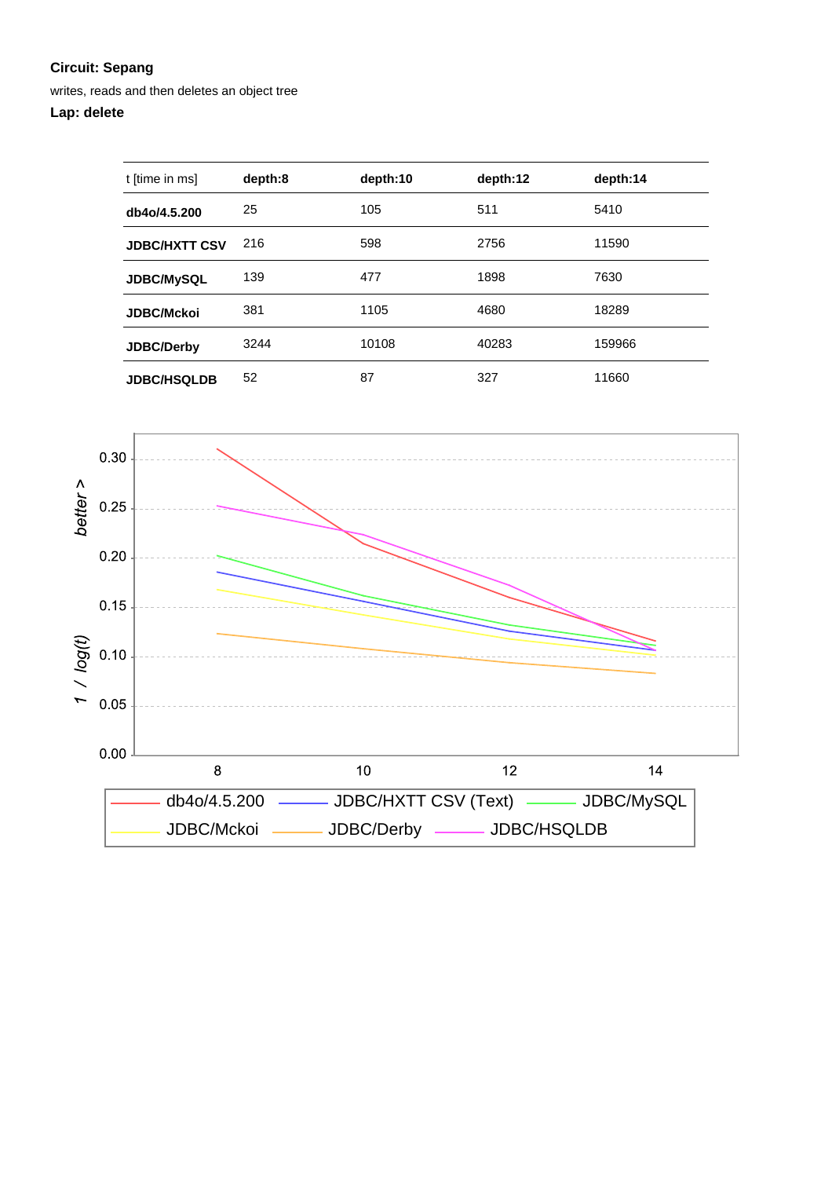**Circuit: Sepang**

writes, reads and then deletes an object tree

**Lap: delete**

| t [time in ms] | depth:8 | depth:10 | depth:12 | depth:14 |
|---|---|---|---|---|
| **db4o/4.5.200** | 25 | 105 | 511 | 5410 |
| **JDBC/HXTT CSV** | 216 | 598 | 2756 | 11590 |
| **JDBC/MySQL** | 139 | 477 | 1898 | 7630 |
| **JDBC/Mckoi** | 381 | 1105 | 4680 | 18289 |
| **JDBC/Derby** | 3244 | 10108 | 40283 | 159966 |
| **JDBC/HSQLDB** | 52 | 87 | 327 | 11660 |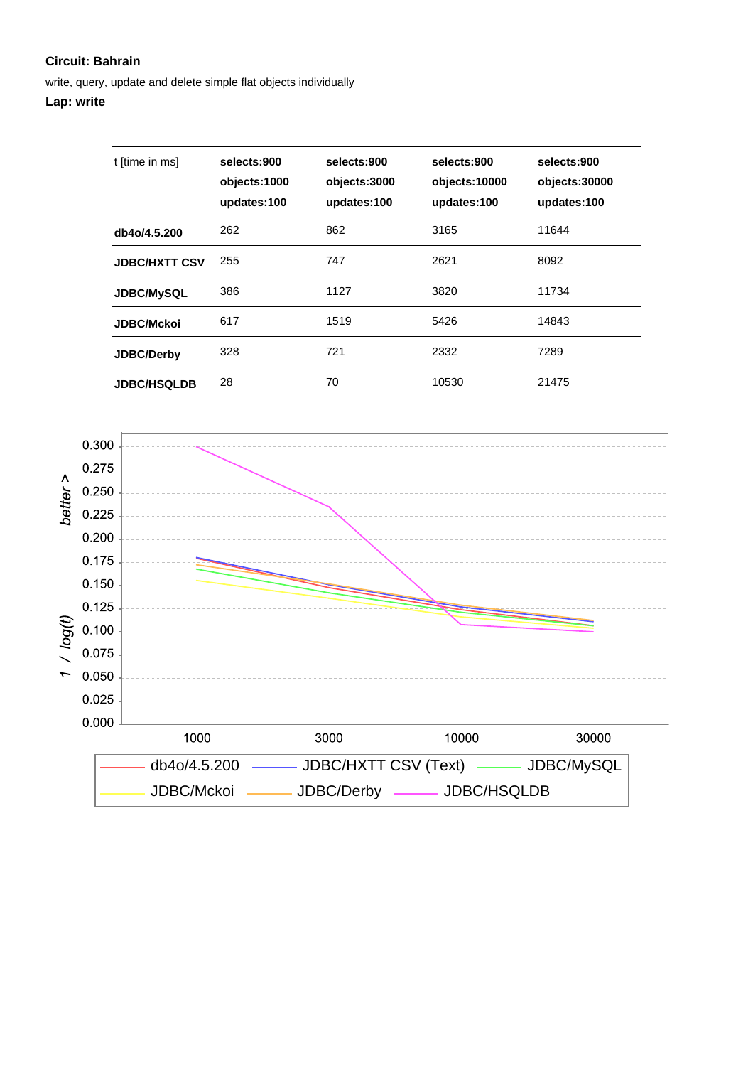**Circuit: Bahrain**

write, query, update and delete simple flat objects individually

**Lap: write**

| t [time in ms] | selects:900 objects:1000 updates:100 | selects:900 objects:3000 updates:100 | selects:900 objects:10000 updates:100 | selects:900 objects:30000 updates:100 |
|---|---|---|---|---|
| **db4o/4.5.200** | 262 | 862 | 3165 | 11644 |
| **JDBC/HXTT CSV** | 255 | 747 | 2621 | 8092 |
| **JDBC/MySQL** | 386 | 1127 | 3820 | 11734 |
| **JDBC/Mckoi** | 617 | 1519 | 5426 | 14843 |
| **JDBC/Derby** | 328 | 721 | 2332 | 7289 |
| **JDBC/HSQLDB** | 28 | 70 | 10530 | 21475 |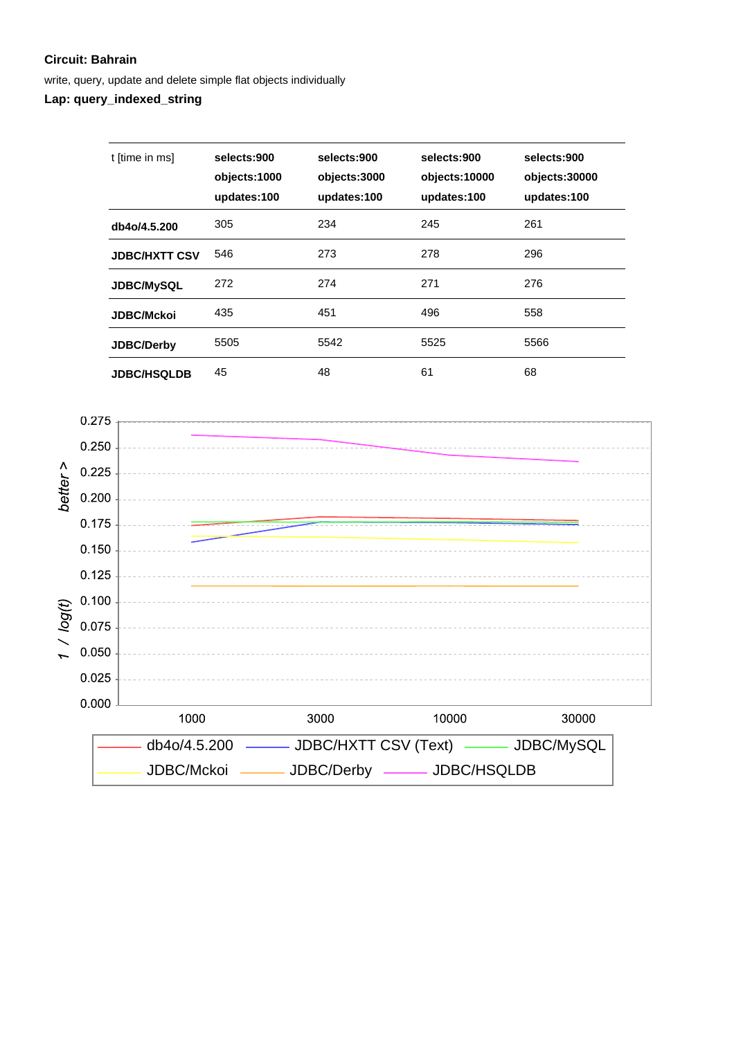**Circuit: Bahrain**

write, query, update and delete simple flat objects individually

**Lap: query_indexed_string**

| t [time in ms] | **selects:900 objects:1000 updates:100** | **selects:900 objects:3000 updates:100** | **selects:900 objects:10000 updates:100** | **selects:900 objects:30000 updates:100** |
|---|---|---|---|---|
| **db4o/4.5.200** | 305 | 234 | 245 | 261 |
| **JDBC/HXTT CSV** | 546 | 273 | 278 | 296 |
| **JDBC/MySQL** | 272 | 274 | 271 | 276 |
| **JDBC/Mckoi** | 435 | 451 | 496 | 558 |
| **JDBC/Derby** | 5505 | 5542 | 5525 | 5566 |
| **JDBC/HSQLDB** | 45 | 48 | 61 | 68 |

*1 / log(t)* — *better >*

0.275, 0.250, 0.225, 0.200, 0.175, 0.150, 0.125, 0.100, 0.075, 0.050, 0.025, 0.000

1000, 3000, 10000, 30000

db4o/4.5.200, JDBC/HXTT CSV (Text), JDBC/MySQL, JDBC/Mckoi, JDBC/Derby, JDBC/HSQLDB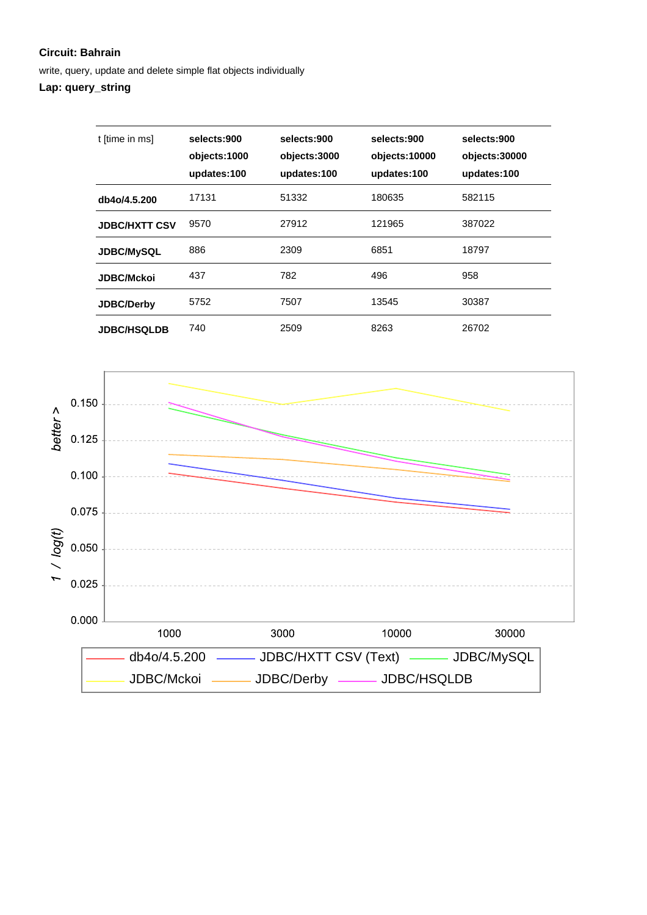**Circuit: Bahrain**

write, query, update and delete simple flat objects individually

**Lap: query_string**

| t [time in ms] | selects:900 objects:1000 updates:100 | selects:900 objects:3000 updates:100 | selects:900 objects:10000 updates:100 | selects:900 objects:30000 updates:100 |
|---|---|---|---|---|
| **db4o/4.5.200** | 17131 | 51332 | 180635 | 582115 |
| **JDBC/HXTT CSV** | 9570 | 27912 | 121965 | 387022 |
| **JDBC/MySQL** | 886 | 2309 | 6851 | 18797 |
| **JDBC/Mckoi** | 437 | 782 | 496 | 958 |
| **JDBC/Derby** | 5752 | 7507 | 13545 | 30387 |
| **JDBC/HSQLDB** | 740 | 2509 | 8263 | 26702 |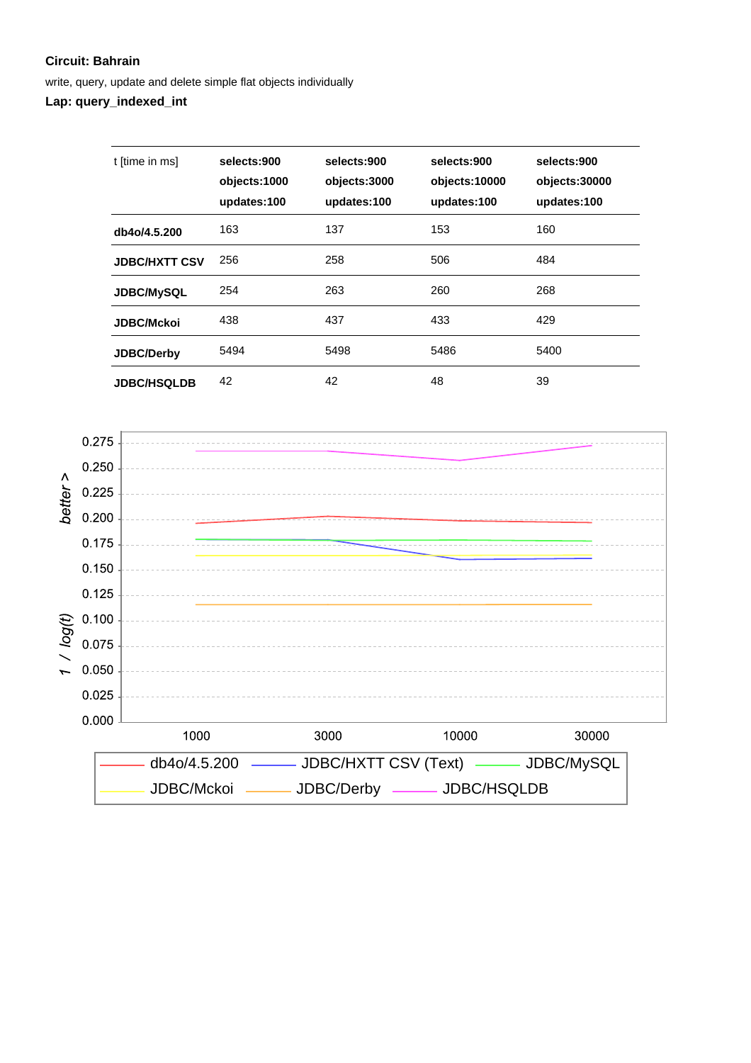**Circuit: Bahrain**

write, query, update and delete simple flat objects individually

**Lap: query_indexed_int**

| t [time in ms] | selects:900 objects:1000 updates:100 | selects:900 objects:3000 updates:100 | selects:900 objects:10000 updates:100 | selects:900 objects:30000 updates:100 |
|---|---|---|---|---|
| **db4o/4.5.200** | 163 | 137 | 153 | 160 |
| **JDBC/HXTT CSV** | 256 | 258 | 506 | 484 |
| **JDBC/MySQL** | 254 | 263 | 260 | 268 |
| **JDBC/Mckoi** | 438 | 437 | 433 | 429 |
| **JDBC/Derby** | 5494 | 5498 | 5486 | 5400 |
| **JDBC/HSQLDB** | 42 | 42 | 48 | 39 |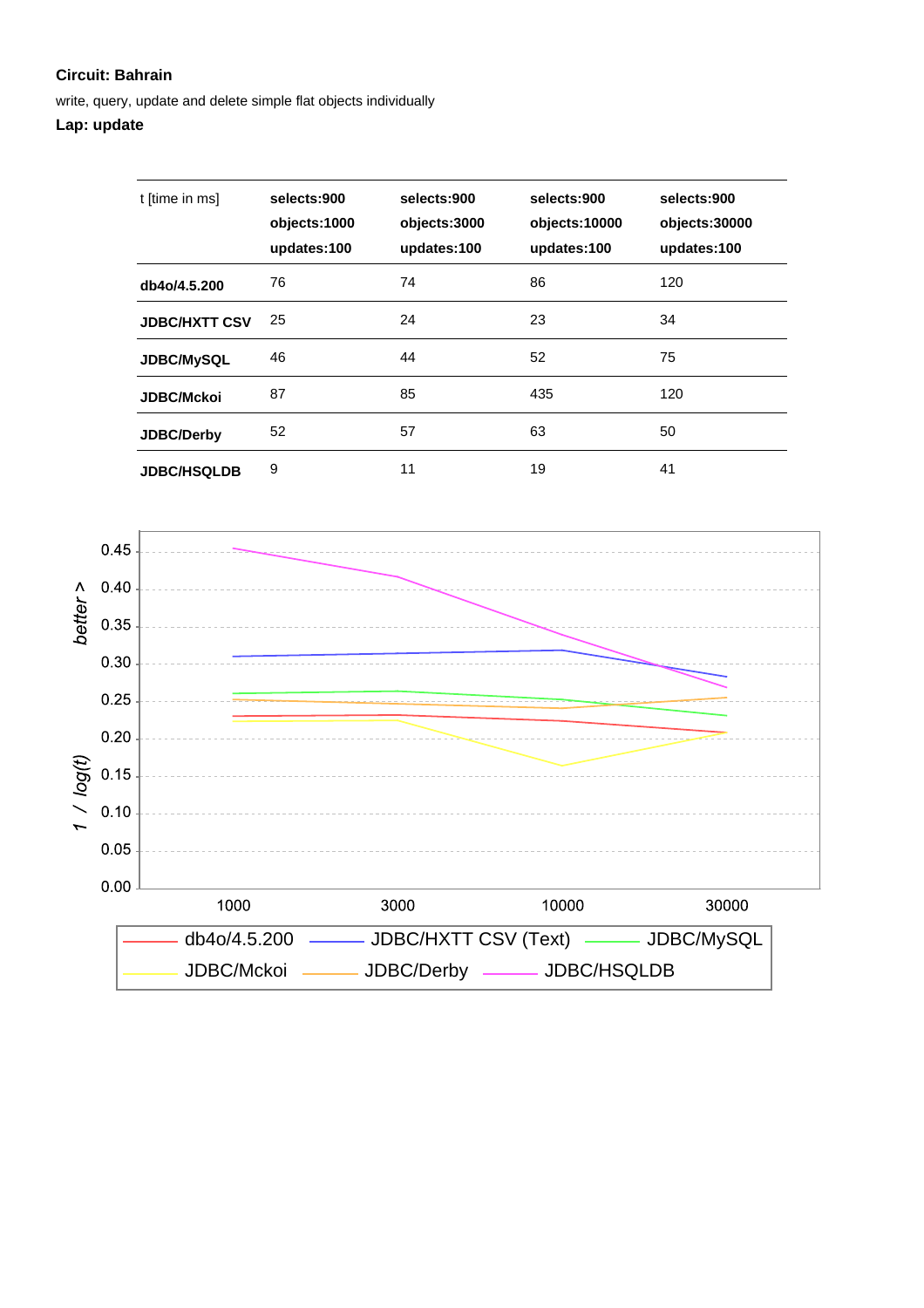**Circuit: Bahrain**

write, query, update and delete simple flat objects individually

**Lap: update**

| t [time in ms] | selects:900 objects:1000 updates:100 | selects:900 objects:3000 updates:100 | selects:900 objects:10000 updates:100 | selects:900 objects:30000 updates:100 |
|---|---|---|---|---|
| **db4o/4.5.200** | 76 | 74 | 86 | 120 |
| **JDBC/HXTT CSV** | 25 | 24 | 23 | 34 |
| **JDBC/MySQL** | 46 | 44 | 52 | 75 |
| **JDBC/Mckoi** | 87 | 85 | 435 | 120 |
| **JDBC/Derby** | 52 | 57 | 63 | 50 |
| **JDBC/HSQLDB** | 9 | 11 | 19 | 41 |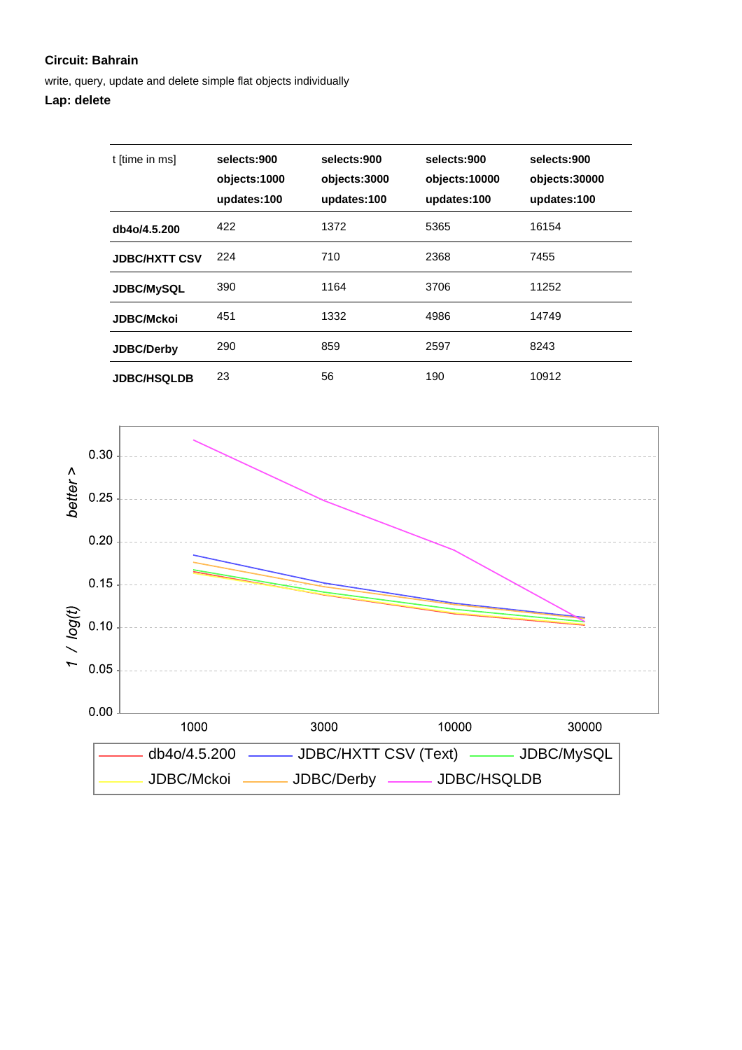**Circuit: Bahrain**

write, query, update and delete simple flat objects individually

**Lap: delete**

| t [time in ms] | selects:900 objects:1000 updates:100 | selects:900 objects:3000 updates:100 | selects:900 objects:10000 updates:100 | selects:900 objects:30000 updates:100 |
|---|---|---|---|---|
| **db4o/4.5.200** | 422 | 1372 | 5365 | 16154 |
| **JDBC/HXTT CSV** | 224 | 710 | 2368 | 7455 |
| **JDBC/MySQL** | 390 | 1164 | 3706 | 11252 |
| **JDBC/Mckoi** | 451 | 1332 | 4986 | 14749 |
| **JDBC/Derby** | 290 | 859 | 2597 | 8243 |
| **JDBC/HSQLDB** | 23 | 56 | 190 | 10912 |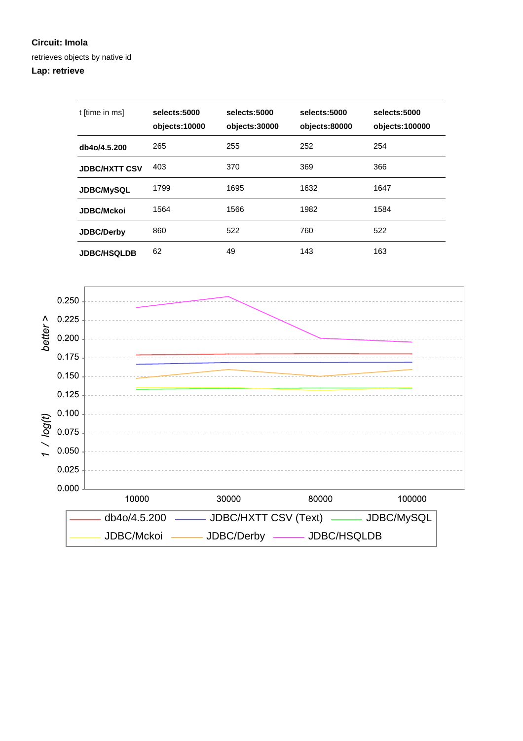**Circuit: Imola**

retrieves objects by native id

**Lap: retrieve**

| t [time in ms] | selects:5000 objects:10000 | selects:5000 objects:30000 | selects:5000 objects:80000 | selects:5000 objects:100000 |
|---|---|---|---|---|
| **db4o/4.5.200** | 265 | 255 | 252 | 254 |
| **JDBC/HXTT CSV** | 403 | 370 | 369 | 366 |
| **JDBC/MySQL** | 1799 | 1695 | 1632 | 1647 |
| **JDBC/Mckoi** | 1564 | 1566 | 1982 | 1584 |
| **JDBC/Derby** | 860 | 522 | 760 | 522 |
| **JDBC/HSQLDB** | 62 | 49 | 143 | 163 |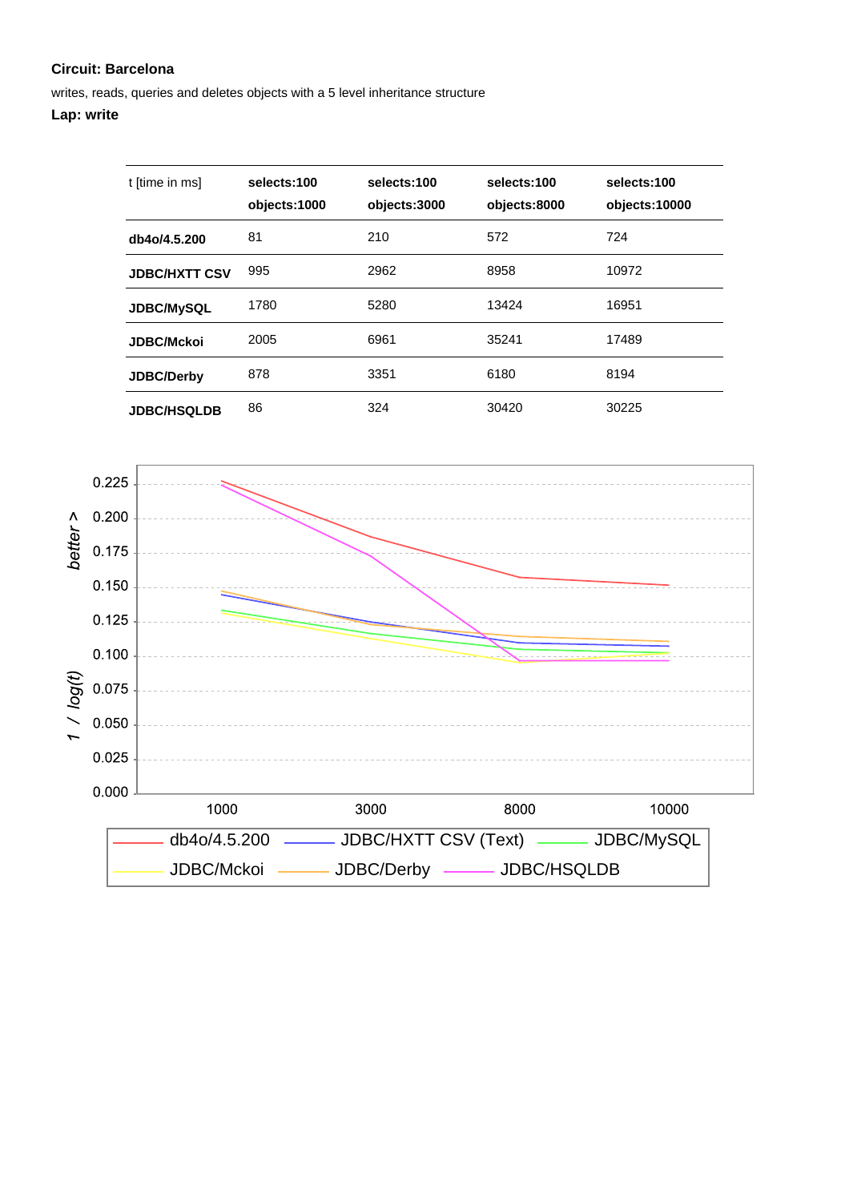**Circuit: Barcelona**

writes, reads, queries and deletes objects with a 5 level inheritance structure

**Lap: write**

| t [time in ms] | selects:100 objects:1000 | selects:100 objects:3000 | selects:100 objects:8000 | selects:100 objects:10000 |
|---|---|---|---|---|
| **db4o/4.5.200** | 81 | 210 | 572 | 724 |
| **JDBC/HXTT CSV** | 995 | 2962 | 8958 | 10972 |
| **JDBC/MySQL** | 1780 | 5280 | 13424 | 16951 |
| **JDBC/Mckoi** | 2005 | 6961 | 35241 | 17489 |
| **JDBC/Derby** | 878 | 3351 | 6180 | 8194 |
| **JDBC/HSQLDB** | 86 | 324 | 30420 | 30225 |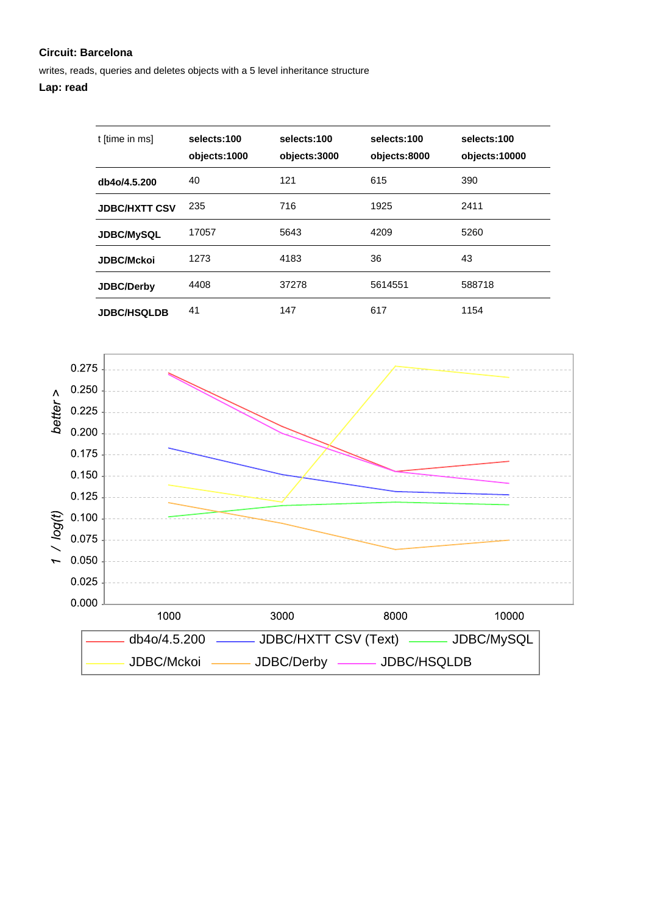**Circuit: Barcelona**

writes, reads, queries and deletes objects with a 5 level inheritance structure

**Lap: read**

| t [time in ms] | selects:100 objects:1000 | selects:100 objects:3000 | selects:100 objects:8000 | selects:100 objects:10000 |
|---|---|---|---|---|
| **db4o/4.5.200** | 40 | 121 | 615 | 390 |
| **JDBC/HXTT CSV** | 235 | 716 | 1925 | 2411 |
| **JDBC/MySQL** | 17057 | 5643 | 4209 | 5260 |
| **JDBC/Mckoi** | 1273 | 4183 | 36 | 43 |
| **JDBC/Derby** | 4408 | 37278 | 5614551 | 588718 |
| **JDBC/HSQLDB** | 41 | 147 | 617 | 1154 |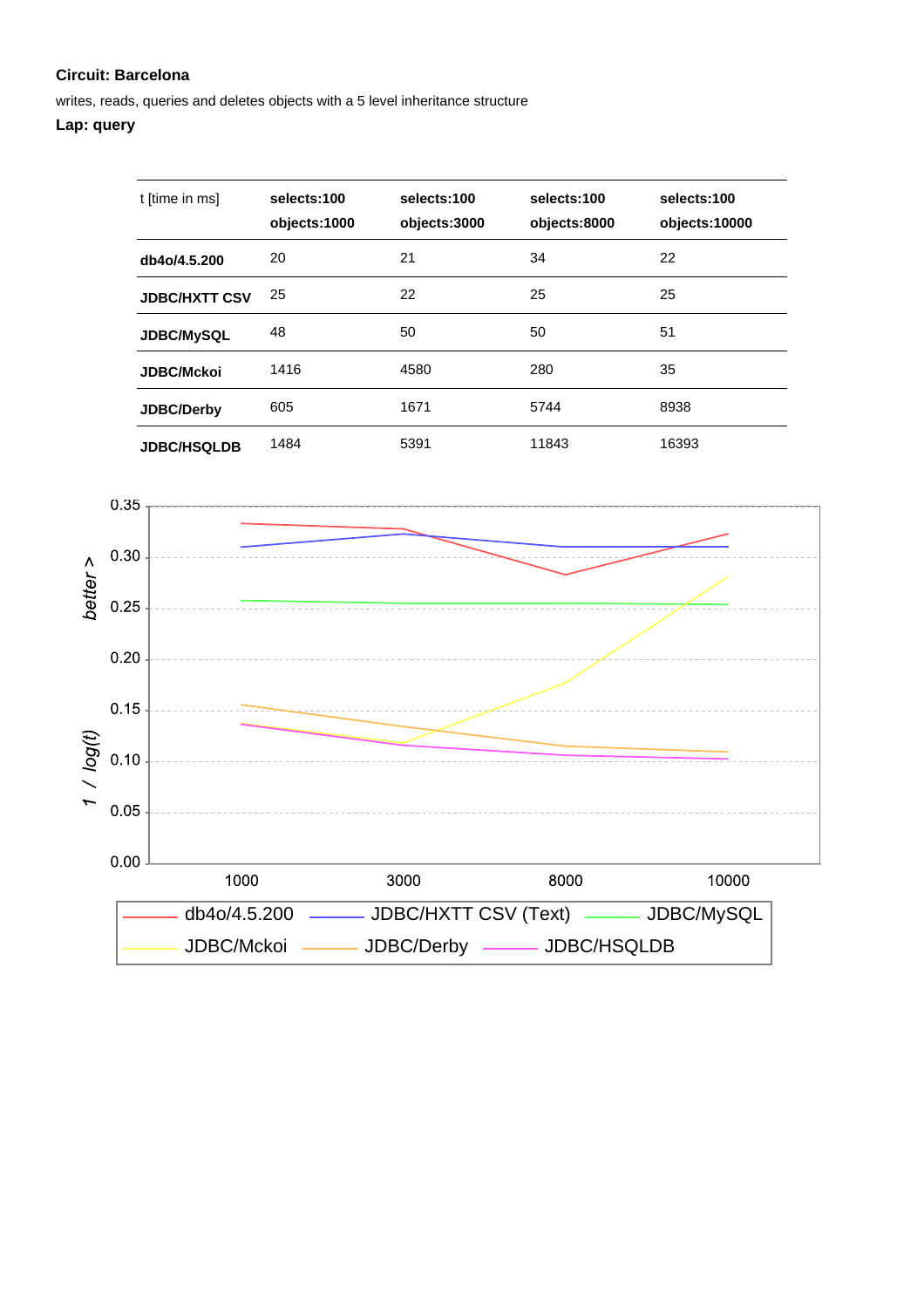**Circuit: Barcelona**

writes, reads, queries and deletes objects with a 5 level inheritance structure

**Lap: query**

| t [time in ms] | selects:100 objects:1000 | selects:100 objects:3000 | selects:100 objects:8000 | selects:100 objects:10000 |
|---|---|---|---|---|
| **db4o/4.5.200** | 20 | 21 | 34 | 22 |
| **JDBC/HXTT CSV** | 25 | 22 | 25 | 25 |
| **JDBC/MySQL** | 48 | 50 | 50 | 51 |
| **JDBC/Mckoi** | 1416 | 4580 | 280 | 35 |
| **JDBC/Derby** | 605 | 1671 | 5744 | 8938 |
| **JDBC/HSQLDB** | 1484 | 5391 | 11843 | 16393 |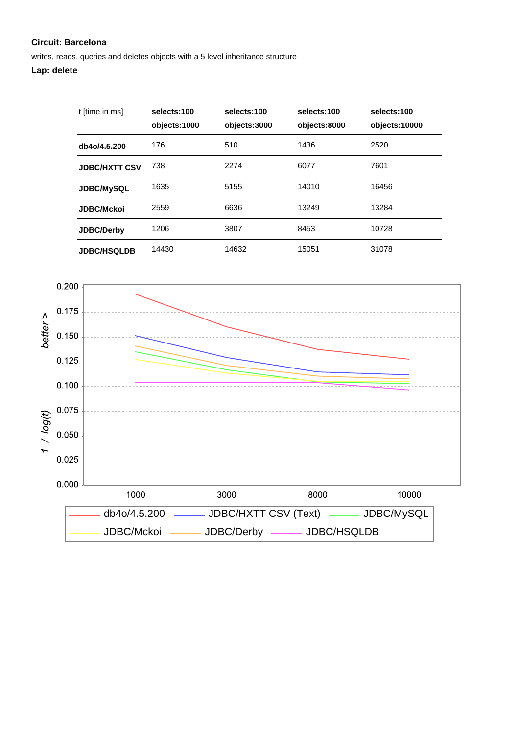**Circuit: Barcelona**

writes, reads, queries and deletes objects with a 5 level inheritance structure

**Lap: delete**

| t [time in ms] | selects:100 objects:1000 | selects:100 objects:3000 | selects:100 objects:8000 | selects:100 objects:10000 |
|---|---|---|---|---|
| **db4o/4.5.200** | 176 | 510 | 1436 | 2520 |
| **JDBC/HXTT CSV** | 738 | 2274 | 6077 | 7601 |
| **JDBC/MySQL** | 1635 | 5155 | 14010 | 16456 |
| **JDBC/Mckoi** | 2559 | 6636 | 13249 | 13284 |
| **JDBC/Derby** | 1206 | 3807 | 8453 | 10728 |
| **JDBC/HSQLDB** | 14430 | 14632 | 15051 | 31078 |

better >

1 / log(t)

0.200
0.175
0.150
0.125
0.100
0.075
0.050
0.025
0.000

1000
3000
8000
10000

db4o/4.5.200
JDBC/HXTT CSV (Text)
JDBC/MySQL
JDBC/Mckoi
JDBC/Derby
JDBC/HSQLDB